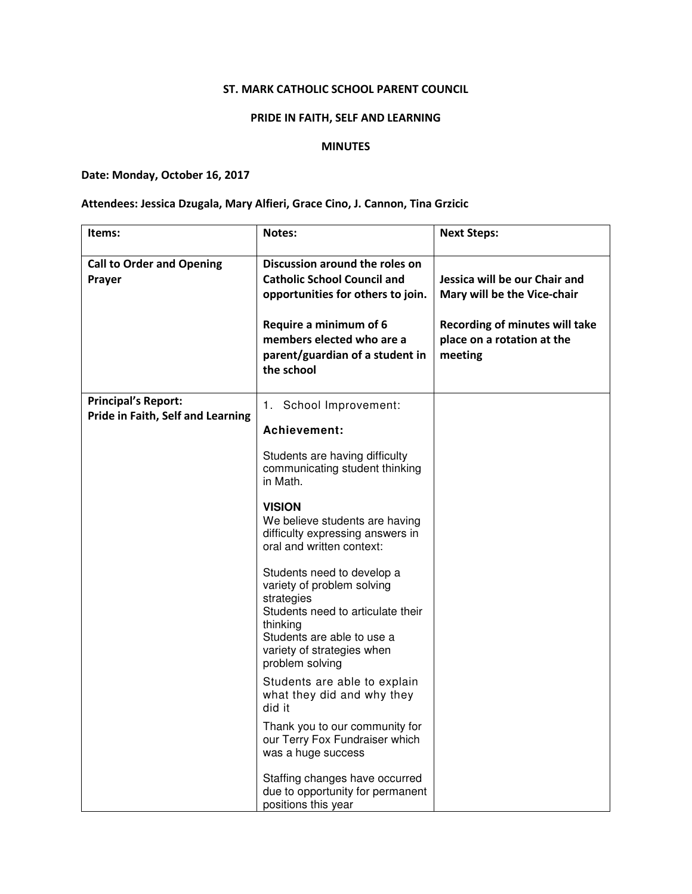**ST. MARK CATHOLIC SCHOOL PARENT COUNCIL**

**PRIDE IN FAITH, SELF AND LEARNING**

**MINUTES**

**Date: Monday, October 16, 2017**

**Attendees: Jessica Dzugala, Mary Alfieri, Grace Cino, J. Cannon, Tina Grzicic**

| Items: | Notes: | Next Steps: |
|---|---|---|
| **Call to Order and Opening Prayer** | **Discussion around the roles on Catholic School Council and opportunities for others to join.**<br><br>**Require a minimum of 6 members elected who are a parent/guardian of a student in the school** | **Jessica will be our Chair and Mary will be the Vice-chair**<br><br>**Recording of minutes will take place on a rotation at the meeting** |
| **Principal's Report:**<br>**Pride in Faith, Self and Learning** | 1. School Improvement:<br><br>**Achievement:**<br><br>Students are having difficulty communicating student thinking in Math.<br><br>**VISION**<br>We believe students are having difficulty expressing answers in oral and written context:<br><br>Students need to develop a variety of problem solving strategies<br>Students need to articulate their thinking<br>Students are able to use a variety of strategies when problem solving<br><br>Students are able to explain what they did and why they did it<br><br>Thank you to our community for our Terry Fox Fundraiser which was a huge success<br><br>Staffing changes have occurred due to opportunity for permanent positions this year | |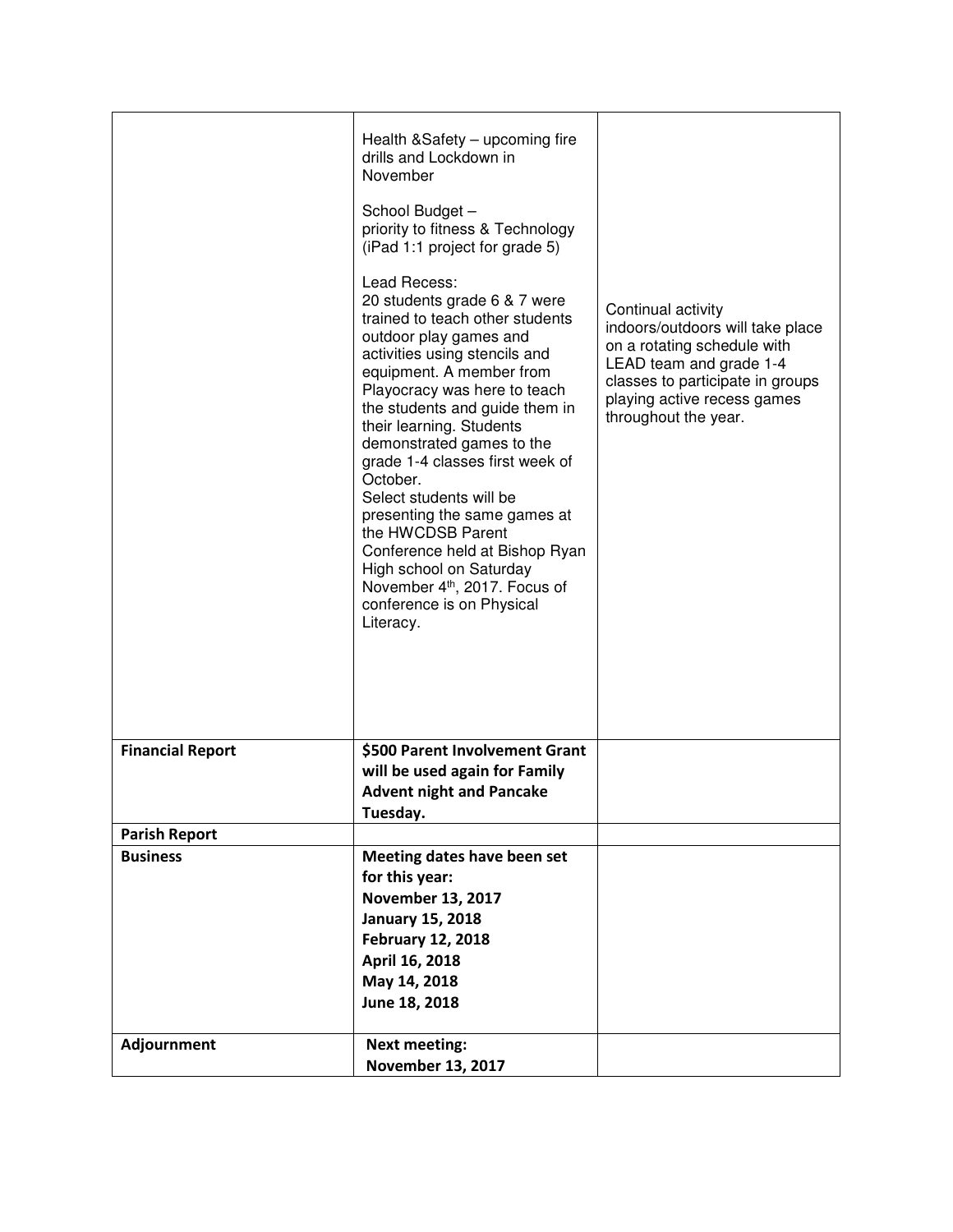| | | |
|---|---|---|
| | Health &Safety – upcoming fire drills and Lockdown in November<br><br>School Budget –<br>priority to fitness & Technology (iPad 1:1 project for grade 5)<br><br>Lead Recess:<br>20 students grade 6 & 7 were trained to teach other students outdoor play games and activities using stencils and equipment. A member from Playocracy was here to teach the students and guide them in their learning. Students demonstrated games to the grade 1-4 classes first week of October.<br>Select students will be presenting the same games at the HWCDSB Parent Conference held at Bishop Ryan High school on Saturday November 4th, 2017. Focus of conference is on Physical Literacy. | Continual activity indoors/outdoors will take place on a rotating schedule with LEAD team and grade 1-4 classes to participate in groups playing active recess games throughout the year. |
| **Financial Report** | **$500 Parent Involvement Grant will be used again for Family Advent night and Pancake Tuesday.** | |
| **Parish Report** | | |
| **Business** | **Meeting dates have been set for this year:**<br>**November 13, 2017**<br>**January 15, 2018**<br>**February 12, 2018**<br>**April 16, 2018**<br>**May 14, 2018**<br>**June 18, 2018** | |
| **Adjournment** | **Next meeting:**<br>**November 13, 2017** | |